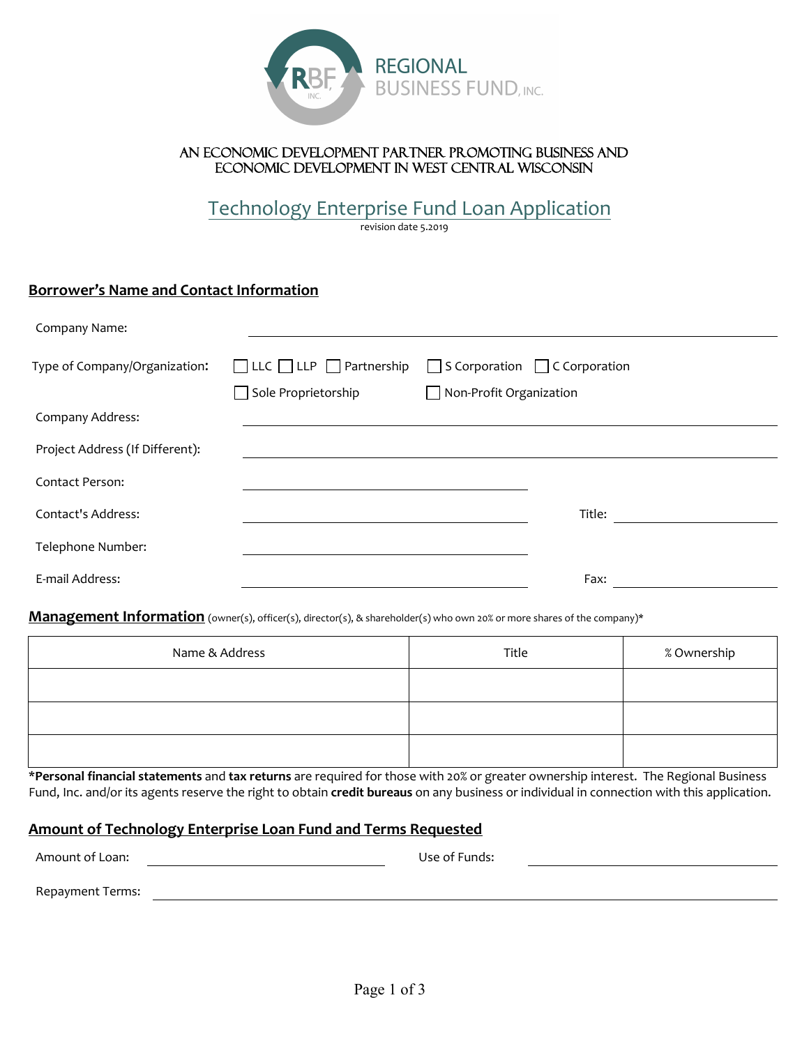REGIONAL BUSINESS FUND, INC.

AN ECONOMIC DEVELOPMENT PARTNER PROMOTING BUSINESS AND ECONOMIC DEVELOPMENT IN WEST CENTRAL WISCONSIN

# Technology Enterprise Fund Loan Application

revision date 5.2019

## Borrower's Name and Contact Information

Company Name: ______________________________

Type of Company/Organization: ☐ LLC ☐ LLP ☐ Partnership ☐ S Corporation ☐ C Corporation ☐ Sole Proprietorship ☐ Non-Profit Organization

Company Address: ______________________________

Project Address (If Different): ______________________________

Contact Person: ______________________________

Contact's Address: ______________________________ Title: ______________

Telephone Number: ______________________________

E-mail Address: ______________________________ Fax: ______________

## Management Information (owner(s), officer(s), director(s), & shareholder(s) who own 20% or more shares of the company)*

| Name & Address | Title | % Ownership |
|---|---|---|
| | | |
| | | |
| | | |

***Personal financial statements** and **tax returns** are required for those with 20% or greater ownership interest. The Regional Business Fund, Inc. and/or its agents reserve the right to obtain **credit bureaus** on any business or individual in connection with this application.

## Amount of Technology Enterprise Loan Fund and Terms Requested

Amount of Loan: ______________ Use of Funds: ______________

Repayment Terms: ______________________________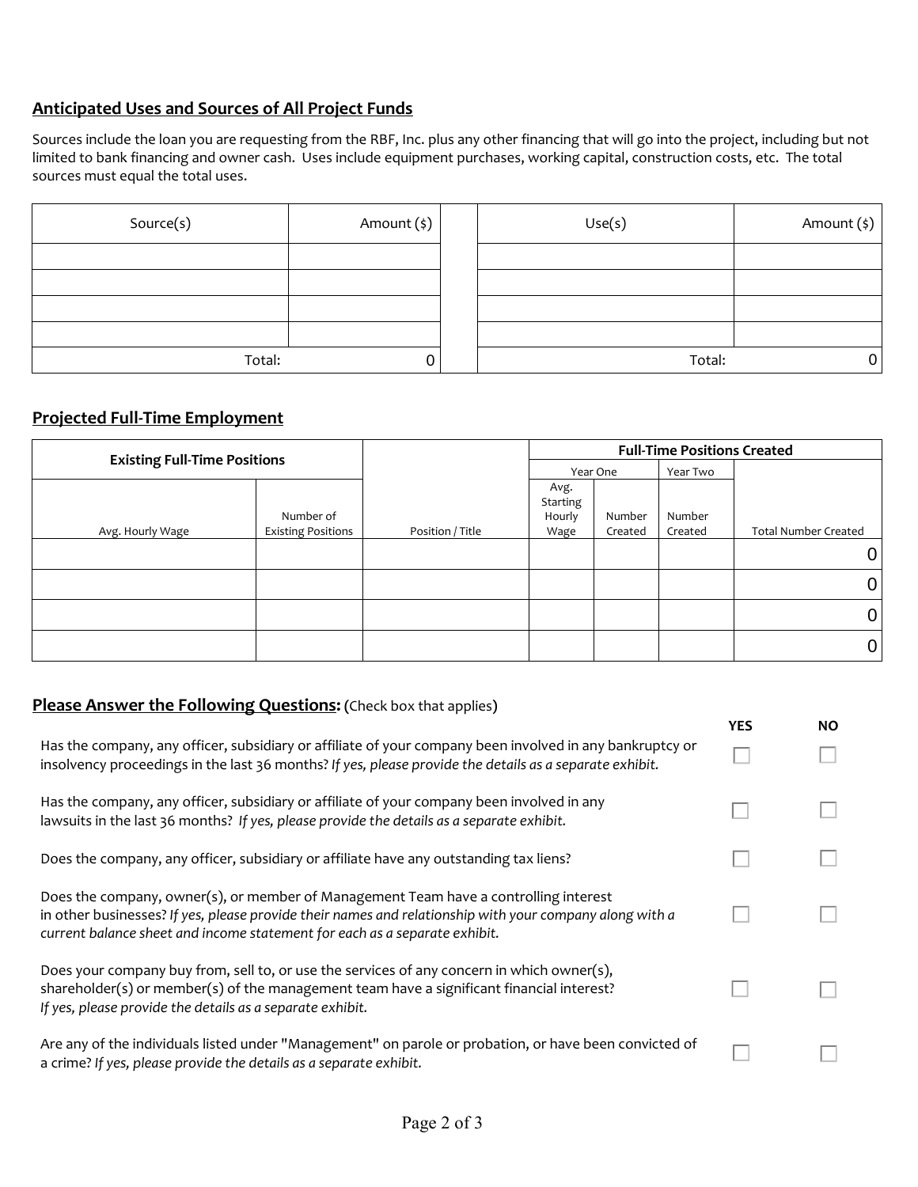## Anticipated Uses and Sources of All Project Funds

Sources include the loan you are requesting from the RBF, Inc. plus any other financing that will go into the project, including but not limited to bank financing and owner cash. Uses include equipment purchases, working capital, construction costs, etc. The total sources must equal the total uses.

| Source(s) | Amount ($) | | Use(s) | Amount ($) |
|---|---|---|---|---|
| | | | | |
| | | | | |
| | | | | |
| | | | | |
| Total: | 0 | | Total: | 0 |

## Projected Full-Time Employment

| Existing Full-Time Positions | | | Full-Time Positions Created | | | |
|---|---|---|---|---|---|---|
| | | | Year One | | Year Two | |
| Avg. Hourly Wage | Number of Existing Positions | Position / Title | Avg. Starting Hourly Wage | Number Created | Number Created | Total Number Created |
| | | | | | | 0 |
| | | | | | | 0 |
| | | | | | | 0 |
| | | | | | | 0 |

## Please Answer the Following Questions: (Check box that applies)

| | YES | NO |
|---|---|---|
| Has the company, any officer, subsidiary or affiliate of your company been involved in any bankruptcy or insolvency proceedings in the last 36 months? *If yes, please provide the details as a separate exhibit.* | ☐ | ☐ |
| Has the company, any officer, subsidiary or affiliate of your company been involved in any lawsuits in the last 36 months? *If yes, please provide the details as a separate exhibit.* | ☐ | ☐ |
| Does the company, any officer, subsidiary or affiliate have any outstanding tax liens? | ☐ | ☐ |
| Does the company, owner(s), or member of Management Team have a controlling interest in other businesses? *If yes, please provide their names and relationship with your company along with a current balance sheet and income statement for each as a separate exhibit.* | ☐ | ☐ |
| Does your company buy from, sell to, or use the services of any concern in which owner(s), shareholder(s) or member(s) of the management team have a significant financial interest? *If yes, please provide the details as a separate exhibit.* | ☐ | ☐ |
| Are any of the individuals listed under "Management" on parole or probation, or have been convicted of a crime? *If yes, please provide the details as a separate exhibit.* | ☐ | ☐ |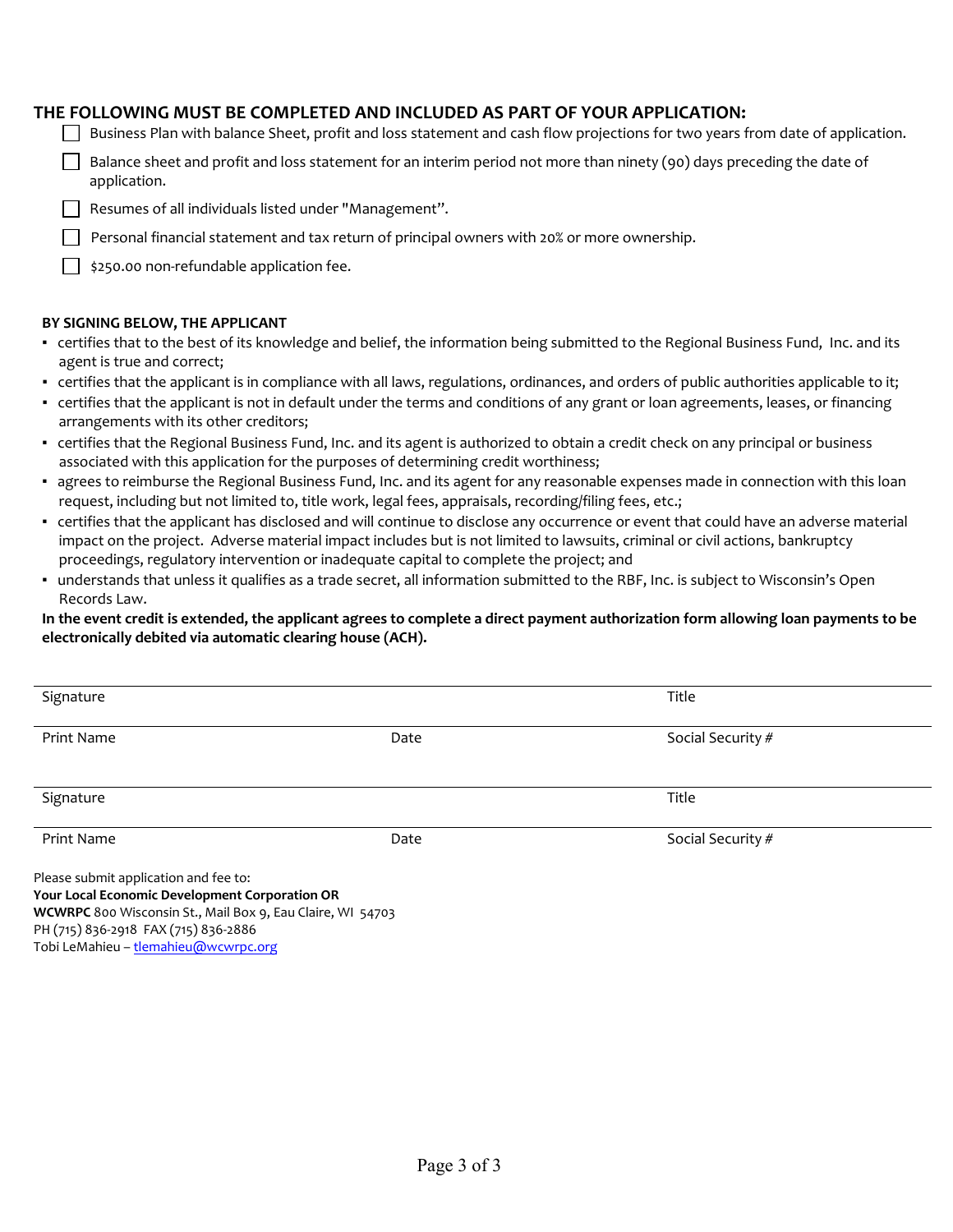## THE FOLLOWING MUST BE COMPLETED AND INCLUDED AS PART OF YOUR APPLICATION:

- ☐ Business Plan with balance Sheet, profit and loss statement and cash flow projections for two years from date of application.
- ☐ Balance sheet and profit and loss statement for an interim period not more than ninety (90) days preceding the date of application.
- ☐ Resumes of all individuals listed under "Management".
- ☐ Personal financial statement and tax return of principal owners with 20% or more ownership.
- ☐ $250.00 non-refundable application fee.

**BY SIGNING BELOW, THE APPLICANT**

- certifies that to the best of its knowledge and belief, the information being submitted to the Regional Business Fund, Inc. and its agent is true and correct;
- certifies that the applicant is in compliance with all laws, regulations, ordinances, and orders of public authorities applicable to it;
- certifies that the applicant is not in default under the terms and conditions of any grant or loan agreements, leases, or financing arrangements with its other creditors;
- certifies that the Regional Business Fund, Inc. and its agent is authorized to obtain a credit check on any principal or business associated with this application for the purposes of determining credit worthiness;
- agrees to reimburse the Regional Business Fund, Inc. and its agent for any reasonable expenses made in connection with this loan request, including but not limited to, title work, legal fees, appraisals, recording/filing fees, etc.;
- certifies that the applicant has disclosed and will continue to disclose any occurrence or event that could have an adverse material impact on the project. Adverse material impact includes but is not limited to lawsuits, criminal or civil actions, bankruptcy proceedings, regulatory intervention or inadequate capital to complete the project; and
- understands that unless it qualifies as a trade secret, all information submitted to the RBF, Inc. is subject to Wisconsin's Open Records Law.

**In the event credit is extended, the applicant agrees to complete a direct payment authorization form allowing loan payments to be electronically debited via automatic clearing house (ACH).**

| | | |
|---|---|---|
| Signature | | Title |
| Print Name | Date | Social Security # |
| Signature | | Title |
| Print Name | Date | Social Security # |

Please submit application and fee to:
**Your Local Economic Development Corporation OR**
**WCWRPC** 800 Wisconsin St., Mail Box 9, Eau Claire, WI 54703
PH (715) 836-2918 FAX (715) 836-2886
Tobi LeMahieu – tlemahieu@wcwrpc.org